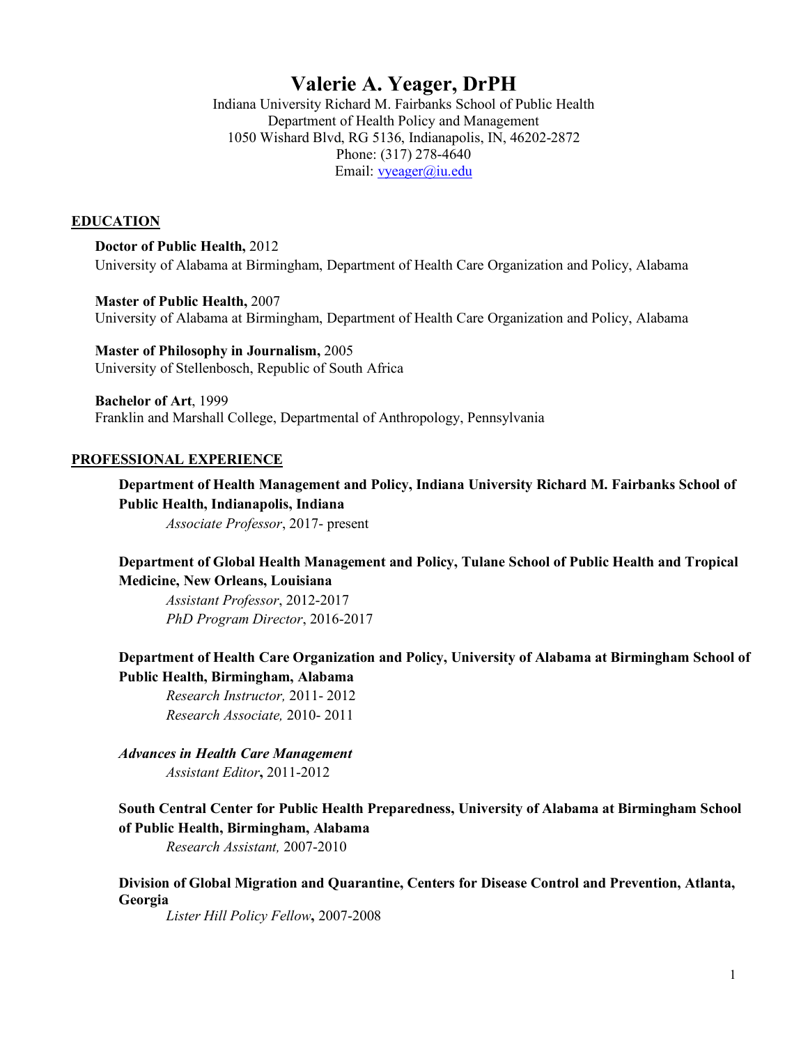# Valerie A. Yeager, DrPH

Indiana University Richard M. Fairbanks School of Public Health
Department of Health Policy and Management
1050 Wishard Blvd, RG 5136, Indianapolis, IN, 46202-2872
Phone: (317) 278-4640
Email: vyeager@iu.edu

## EDUCATION

**Doctor of Public Health,** 2012
University of Alabama at Birmingham, Department of Health Care Organization and Policy, Alabama

**Master of Public Health,** 2007
University of Alabama at Birmingham, Department of Health Care Organization and Policy, Alabama

**Master of Philosophy in Journalism,** 2005
University of Stellenbosch, Republic of South Africa

**Bachelor of Art**, 1999
Franklin and Marshall College, Departmental of Anthropology, Pennsylvania

## PROFESSIONAL EXPERIENCE

**Department of Health Management and Policy, Indiana University Richard M. Fairbanks School of Public Health, Indianapolis, Indiana**
*Associate Professor*, 2017- present

**Department of Global Health Management and Policy, Tulane School of Public Health and Tropical Medicine, New Orleans, Louisiana**
*Assistant Professor*, 2012-2017
*PhD Program Director*, 2016-2017

**Department of Health Care Organization and Policy, University of Alabama at Birmingham School of Public Health, Birmingham, Alabama**
*Research Instructor,* 2011- 2012
*Research Associate,* 2010- 2011

***Advances in Health Care Management***
*Assistant Editor***,** 2011-2012

**South Central Center for Public Health Preparedness, University of Alabama at Birmingham School of Public Health, Birmingham, Alabama**
*Research Assistant,* 2007-2010

**Division of Global Migration and Quarantine, Centers for Disease Control and Prevention, Atlanta, Georgia**
*Lister Hill Policy Fellow***,** 2007-2008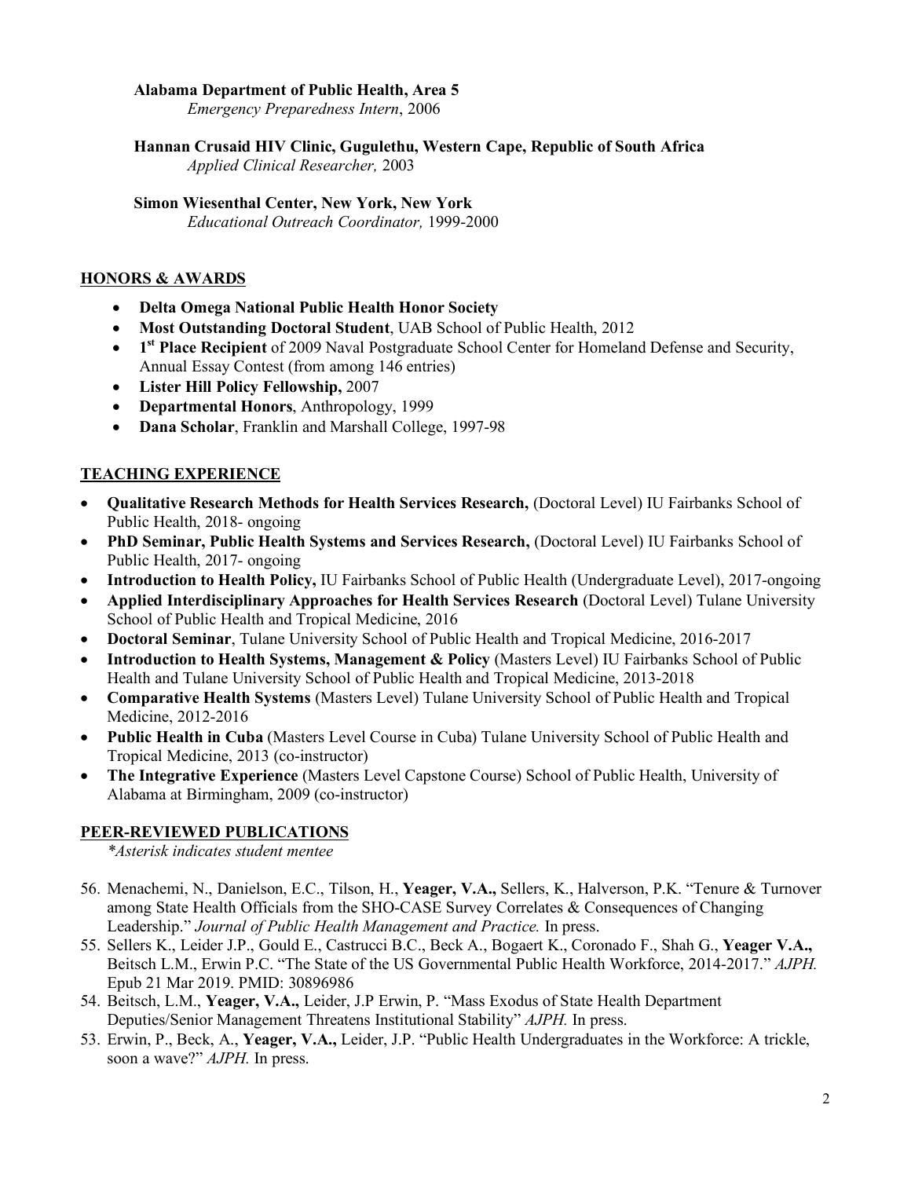**Alabama Department of Public Health, Area 5**
*Emergency Preparedness Intern*, 2006

**Hannan Crusaid HIV Clinic, Gugulethu, Western Cape, Republic of South Africa**
*Applied Clinical Researcher,* 2003

**Simon Wiesenthal Center, New York, New York**
*Educational Outreach Coordinator,* 1999-2000

## HONORS & AWARDS

- **Delta Omega National Public Health Honor Society**
- **Most Outstanding Doctoral Student**, UAB School of Public Health, 2012
- **1st Place Recipient** of 2009 Naval Postgraduate School Center for Homeland Defense and Security, Annual Essay Contest (from among 146 entries)
- **Lister Hill Policy Fellowship,** 2007
- **Departmental Honors**, Anthropology, 1999
- **Dana Scholar**, Franklin and Marshall College, 1997-98

## TEACHING EXPERIENCE

- **Qualitative Research Methods for Health Services Research,** (Doctoral Level) IU Fairbanks School of Public Health, 2018- ongoing
- **PhD Seminar, Public Health Systems and Services Research,** (Doctoral Level) IU Fairbanks School of Public Health, 2017- ongoing
- **Introduction to Health Policy,** IU Fairbanks School of Public Health (Undergraduate Level), 2017-ongoing
- **Applied Interdisciplinary Approaches for Health Services Research** (Doctoral Level) Tulane University School of Public Health and Tropical Medicine, 2016
- **Doctoral Seminar**, Tulane University School of Public Health and Tropical Medicine, 2016-2017
- **Introduction to Health Systems, Management & Policy** (Masters Level) IU Fairbanks School of Public Health and Tulane University School of Public Health and Tropical Medicine, 2013-2018
- **Comparative Health Systems** (Masters Level) Tulane University School of Public Health and Tropical Medicine, 2012-2016
- **Public Health in Cuba** (Masters Level Course in Cuba) Tulane University School of Public Health and Tropical Medicine, 2013 (co-instructor)
- **The Integrative Experience** (Masters Level Capstone Course) School of Public Health, University of Alabama at Birmingham, 2009 (co-instructor)

## PEER-REVIEWED PUBLICATIONS

*\*Asterisk indicates student mentee*

56. Menachemi, N., Danielson, E.C., Tilson, H., **Yeager, V.A.,** Sellers, K., Halverson, P.K. "Tenure & Turnover among State Health Officials from the SHO-CASE Survey Correlates & Consequences of Changing Leadership." *Journal of Public Health Management and Practice.* In press.
55. Sellers K., Leider J.P., Gould E., Castrucci B.C., Beck A., Bogaert K., Coronado F., Shah G., **Yeager V.A.,** Beitsch L.M., Erwin P.C. "The State of the US Governmental Public Health Workforce, 2014-2017." *AJPH.* Epub 21 Mar 2019. PMID: 30896986
54. Beitsch, L.M., **Yeager, V.A.,** Leider, J.P Erwin, P. "Mass Exodus of State Health Department Deputies/Senior Management Threatens Institutional Stability" *AJPH.* In press.
53. Erwin, P., Beck, A., **Yeager, V.A.,** Leider, J.P. "Public Health Undergraduates in the Workforce: A trickle, soon a wave?" *AJPH.* In press.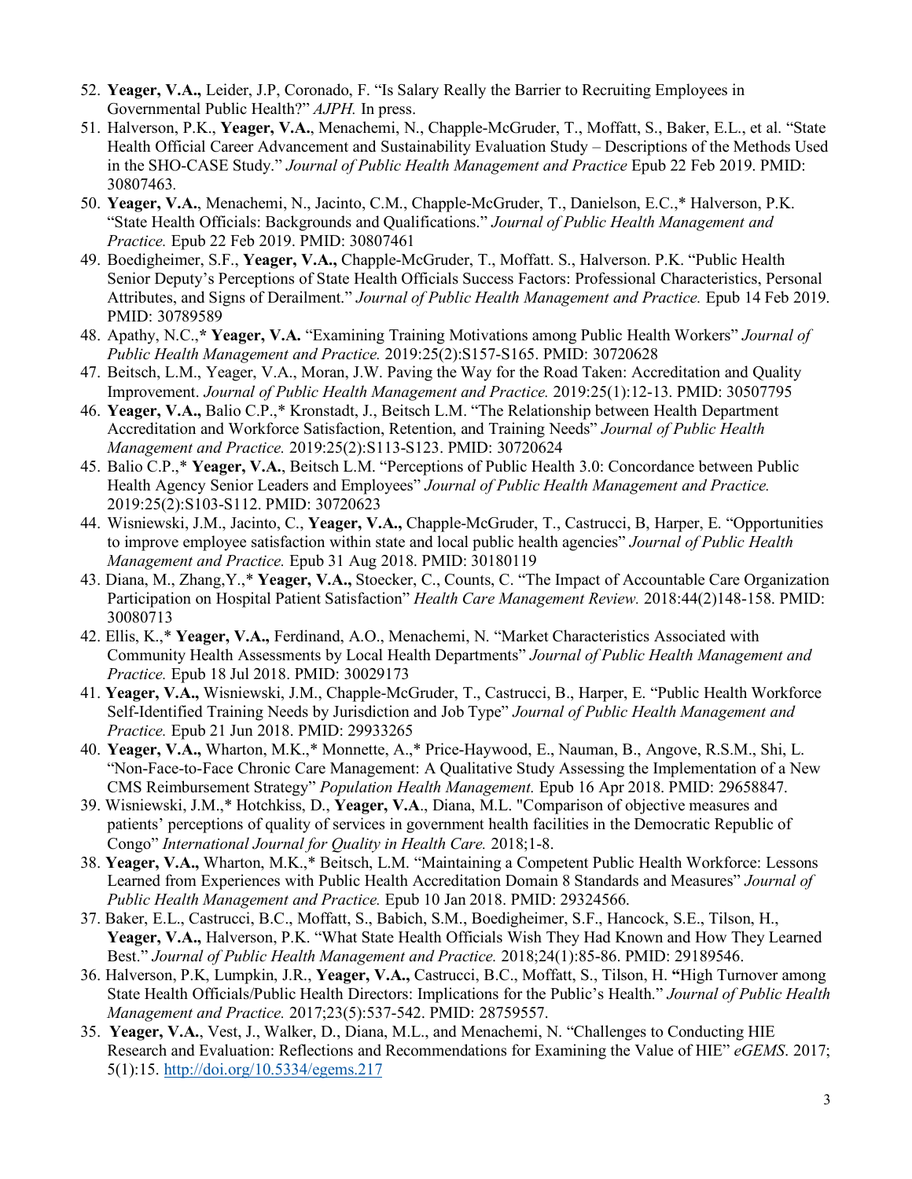52. **Yeager, V.A.,** Leider, J.P, Coronado, F. "Is Salary Really the Barrier to Recruiting Employees in Governmental Public Health?" *AJPH.* In press.
51. Halverson, P.K., **Yeager, V.A.**, Menachemi, N., Chapple-McGruder, T., Moffatt, S., Baker, E.L., et al. "State Health Official Career Advancement and Sustainability Evaluation Study – Descriptions of the Methods Used in the SHO-CASE Study." *Journal of Public Health Management and Practice* Epub 22 Feb 2019. PMID: 30807463.
50. **Yeager, V.A.**, Menachemi, N., Jacinto, C.M., Chapple-McGruder, T., Danielson, E.C.,* Halverson, P.K. "State Health Officials: Backgrounds and Qualifications." *Journal of Public Health Management and Practice.* Epub 22 Feb 2019. PMID: 30807461
49. Boedigheimer, S.F., **Yeager, V.A.,** Chapple-McGruder, T., Moffatt. S., Halverson. P.K. "Public Health Senior Deputy's Perceptions of State Health Officials Success Factors: Professional Characteristics, Personal Attributes, and Signs of Derailment." *Journal of Public Health Management and Practice.* Epub 14 Feb 2019. PMID: 30789589
48. Apathy, N.C.,* **Yeager, V.A.** "Examining Training Motivations among Public Health Workers" *Journal of Public Health Management and Practice.* 2019:25(2):S157-S165. PMID: 30720628
47. Beitsch, L.M., Yeager, V.A., Moran, J.W. Paving the Way for the Road Taken: Accreditation and Quality Improvement. *Journal of Public Health Management and Practice.* 2019:25(1):12-13. PMID: 30507795
46. **Yeager, V.A.,** Balio C.P.,* Kronstadt, J., Beitsch L.M. "The Relationship between Health Department Accreditation and Workforce Satisfaction, Retention, and Training Needs" *Journal of Public Health Management and Practice.* 2019:25(2):S113-S123. PMID: 30720624
45. Balio C.P.,* **Yeager, V.A.**, Beitsch L.M. "Perceptions of Public Health 3.0: Concordance between Public Health Agency Senior Leaders and Employees" *Journal of Public Health Management and Practice.* 2019:25(2):S103-S112. PMID: 30720623
44. Wisniewski, J.M., Jacinto, C., **Yeager, V.A.,** Chapple-McGruder, T., Castrucci, B, Harper, E. "Opportunities to improve employee satisfaction within state and local public health agencies" *Journal of Public Health Management and Practice.* Epub 31 Aug 2018. PMID: 30180119
43. Diana, M., Zhang,Y.,* **Yeager, V.A.,** Stoecker, C., Counts, C. "The Impact of Accountable Care Organization Participation on Hospital Patient Satisfaction" *Health Care Management Review.* 2018:44(2)148-158. PMID: 30080713
42. Ellis, K.,* **Yeager, V.A.,** Ferdinand, A.O., Menachemi, N. "Market Characteristics Associated with Community Health Assessments by Local Health Departments" *Journal of Public Health Management and Practice.* Epub 18 Jul 2018. PMID: 30029173
41. **Yeager, V.A.,** Wisniewski, J.M., Chapple-McGruder, T., Castrucci, B., Harper, E. "Public Health Workforce Self-Identified Training Needs by Jurisdiction and Job Type" *Journal of Public Health Management and Practice.* Epub 21 Jun 2018. PMID: 29933265
40. **Yeager, V.A.,** Wharton, M.K.,* Monnette, A.,* Price-Haywood, E., Nauman, B., Angove, R.S.M., Shi, L. "Non-Face-to-Face Chronic Care Management: A Qualitative Study Assessing the Implementation of a New CMS Reimbursement Strategy" *Population Health Management.* Epub 16 Apr 2018. PMID: 29658847.
39. Wisniewski, J.M.,* Hotchkiss, D., **Yeager, V.A**., Diana, M.L. "Comparison of objective measures and patients' perceptions of quality of services in government health facilities in the Democratic Republic of Congo" *International Journal for Quality in Health Care.* 2018;1-8.
38. **Yeager, V.A.,** Wharton, M.K.,* Beitsch, L.M. "Maintaining a Competent Public Health Workforce: Lessons Learned from Experiences with Public Health Accreditation Domain 8 Standards and Measures" *Journal of Public Health Management and Practice.* Epub 10 Jan 2018. PMID: 29324566.
37. Baker, E.L., Castrucci, B.C., Moffatt, S., Babich, S.M., Boedigheimer, S.F., Hancock, S.E., Tilson, H., **Yeager, V.A.,** Halverson, P.K. "What State Health Officials Wish They Had Known and How They Learned Best." *Journal of Public Health Management and Practice.* 2018;24(1):85-86. PMID: 29189546.
36. Halverson, P.K, Lumpkin, J.R., **Yeager, V.A.,** Castrucci, B.C., Moffatt, S., Tilson, H. **"**High Turnover among State Health Officials/Public Health Directors: Implications for the Public's Health." *Journal of Public Health Management and Practice.* 2017;23(5):537-542. PMID: 28759557.
35. **Yeager, V.A.**, Vest, J., Walker, D., Diana, M.L., and Menachemi, N. "Challenges to Conducting HIE Research and Evaluation: Reflections and Recommendations for Examining the Value of HIE" *eGEMS*. 2017; 5(1):15. http://doi.org/10.5334/egems.217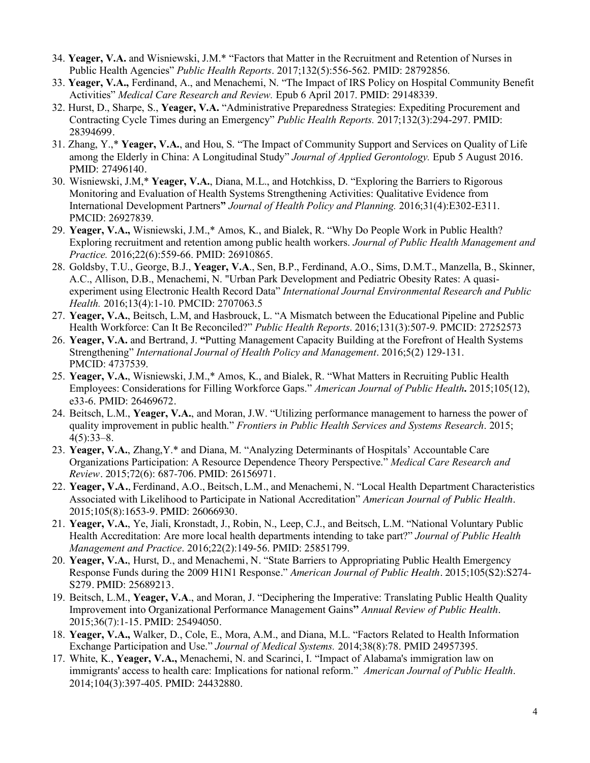34. **Yeager, V.A.** and Wisniewski, J.M.* "Factors that Matter in the Recruitment and Retention of Nurses in Public Health Agencies" *Public Health Reports*. 2017;132(5):556-562. PMID: 28792856.
33. **Yeager, V.A.,** Ferdinand, A., and Menachemi, N. "The Impact of IRS Policy on Hospital Community Benefit Activities" *Medical Care Research and Review.* Epub 6 April 2017. PMID: 29148339.
32. Hurst, D., Sharpe, S., **Yeager, V.A.** "Administrative Preparedness Strategies: Expediting Procurement and Contracting Cycle Times during an Emergency" *Public Health Reports.* 2017;132(3):294-297. PMID: 28394699.
31. Zhang, Y.,* **Yeager, V.A.**, and Hou, S. "The Impact of Community Support and Services on Quality of Life among the Elderly in China: A Longitudinal Study" *Journal of Applied Gerontology.* Epub 5 August 2016. PMID: 27496140.
30. Wisniewski, J.M,* **Yeager, V.A.**, Diana, M.L., and Hotchkiss, D. "Exploring the Barriers to Rigorous Monitoring and Evaluation of Health Systems Strengthening Activities: Qualitative Evidence from International Development Partners**"** *Journal of Health Policy and Planning.* 2016;31(4):E302-E311. PMCID: 26927839.
29. **Yeager, V.A.,** Wisniewski, J.M.,* Amos, K., and Bialek, R. "Why Do People Work in Public Health? Exploring recruitment and retention among public health workers. *Journal of Public Health Management and Practice.* 2016;22(6):559-66. PMID: 26910865.
28. Goldsby, T.U., George, B.J., **Yeager, V.A**., Sen, B.P., Ferdinand, A.O., Sims, D.M.T., Manzella, B., Skinner, A.C., Allison, D.B., Menachemi, N. "Urban Park Development and Pediatric Obesity Rates: A quasi-experiment using Electronic Health Record Data" *International Journal Environmental Research and Public Health.* 2016;13(4):1-10. PMCID: 2707063.5
27. **Yeager, V.A.**, Beitsch, L.M, and Hasbrouck, L. "A Mismatch between the Educational Pipeline and Public Health Workforce: Can It Be Reconciled?" *Public Health Reports*. 2016;131(3):507-9. PMCID: 27252573
26. **Yeager, V.A.** and Bertrand, J. **"**Putting Management Capacity Building at the Forefront of Health Systems Strengthening" *International Journal of Health Policy and Management*. 2016;5(2) 129-131. PMCID: 4737539.
25. **Yeager, V.A.**, Wisniewski, J.M.,* Amos, K., and Bialek, R. "What Matters in Recruiting Public Health Employees: Considerations for Filling Workforce Gaps." *American Journal of Public Health***.** 2015;105(12), e33-6. PMID: 26469672.
24. Beitsch, L.M., **Yeager, V.A.**, and Moran, J.W. "Utilizing performance management to harness the power of quality improvement in public health." *Frontiers in Public Health Services and Systems Research*. 2015; 4(5):33–8.
23. **Yeager, V.A.**, Zhang,Y.* and Diana, M. "Analyzing Determinants of Hospitals' Accountable Care Organizations Participation: A Resource Dependence Theory Perspective." *Medical Care Research and Review*. 2015;72(6): 687-706. PMID: 26156971.
22. **Yeager, V.A.**, Ferdinand, A.O., Beitsch, L.M., and Menachemi, N. "Local Health Department Characteristics Associated with Likelihood to Participate in National Accreditation" *American Journal of Public Health*. 2015;105(8):1653-9. PMID: 26066930.
21. **Yeager, V.A.**, Ye, Jiali, Kronstadt, J., Robin, N., Leep, C.J., and Beitsch, L.M. "National Voluntary Public Health Accreditation: Are more local health departments intending to take part?" *Journal of Public Health Management and Practice*. 2016;22(2):149-56. PMID: 25851799.
20. **Yeager, V.A.**, Hurst, D., and Menachemi, N. "State Barriers to Appropriating Public Health Emergency Response Funds during the 2009 H1N1 Response." *American Journal of Public Health*. 2015;105(S2):S274-S279. PMID: 25689213.
19. Beitsch, L.M., **Yeager, V.A**., and Moran, J. "Deciphering the Imperative: Translating Public Health Quality Improvement into Organizational Performance Management Gains**"** *Annual Review of Public Health*. 2015;36(7):1-15. PMID: 25494050.
18. **Yeager, V.A.,** Walker, D., Cole, E., Mora, A.M., and Diana, M.L. "Factors Related to Health Information Exchange Participation and Use." *Journal of Medical Systems.* 2014;38(8):78. PMID 24957395.
17. White, K., **Yeager, V.A.,** Menachemi, N. and Scarinci, I. "Impact of Alabama's immigration law on immigrants' access to health care: Implications for national reform." *American Journal of Public Health*. 2014;104(3):397-405. PMID: 24432880.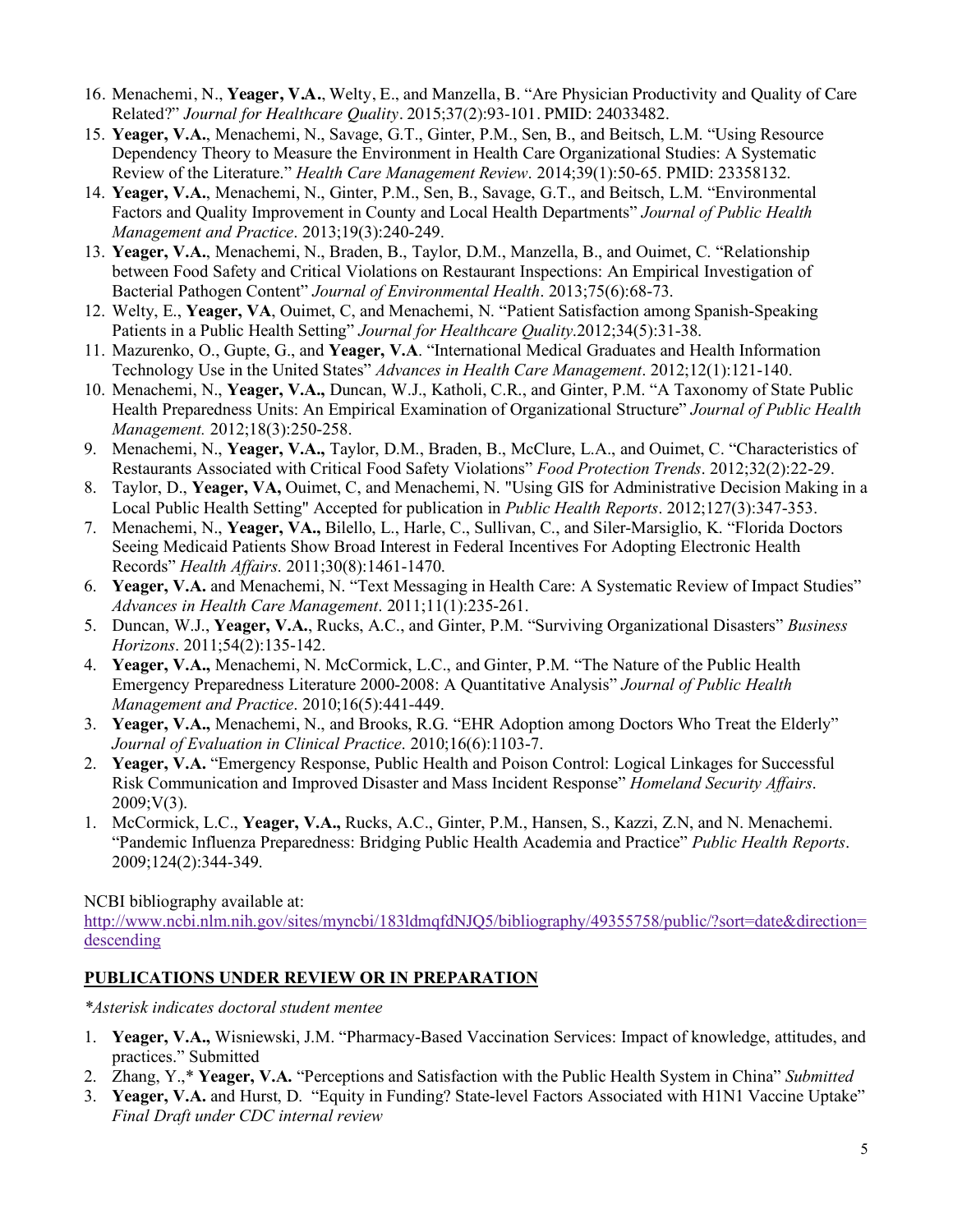16. Menachemi, N., **Yeager, V.A.**, Welty, E., and Manzella, B. "Are Physician Productivity and Quality of Care Related?" *Journal for Healthcare Quality*. 2015;37(2):93-101. PMID: 24033482.
15. **Yeager, V.A.**, Menachemi, N., Savage, G.T., Ginter, P.M., Sen, B., and Beitsch, L.M. "Using Resource Dependency Theory to Measure the Environment in Health Care Organizational Studies: A Systematic Review of the Literature." *Health Care Management Review*. 2014;39(1):50-65. PMID: 23358132.
14. **Yeager, V.A.**, Menachemi, N., Ginter, P.M., Sen, B., Savage, G.T., and Beitsch, L.M. "Environmental Factors and Quality Improvement in County and Local Health Departments" *Journal of Public Health Management and Practice*. 2013;19(3):240-249.
13. **Yeager, V.A.**, Menachemi, N., Braden, B., Taylor, D.M., Manzella, B., and Ouimet, C. "Relationship between Food Safety and Critical Violations on Restaurant Inspections: An Empirical Investigation of Bacterial Pathogen Content" *Journal of Environmental Health*. 2013;75(6):68-73.
12. Welty, E., **Yeager, VA**, Ouimet, C, and Menachemi, N. "Patient Satisfaction among Spanish-Speaking Patients in a Public Health Setting" *Journal for Healthcare Quality*.2012;34(5):31-38.
11. Mazurenko, O., Gupte, G., and **Yeager, V.A**. "International Medical Graduates and Health Information Technology Use in the United States" *Advances in Health Care Management*. 2012;12(1):121-140.
10. Menachemi, N., **Yeager, V.A.,** Duncan, W.J., Katholi, C.R., and Ginter, P.M. "A Taxonomy of State Public Health Preparedness Units: An Empirical Examination of Organizational Structure" *Journal of Public Health Management.* 2012;18(3):250-258.
9. Menachemi, N., **Yeager, V.A.,** Taylor, D.M., Braden, B., McClure, L.A., and Ouimet, C. "Characteristics of Restaurants Associated with Critical Food Safety Violations" *Food Protection Trends*. 2012;32(2):22-29.
8. Taylor, D., **Yeager, VA,** Ouimet, C, and Menachemi, N. "Using GIS for Administrative Decision Making in a Local Public Health Setting" Accepted for publication in *Public Health Reports*. 2012;127(3):347-353.
7. Menachemi, N., **Yeager, VA.,** Bilello, L., Harle, C., Sullivan, C., and Siler-Marsiglio, K. "Florida Doctors Seeing Medicaid Patients Show Broad Interest in Federal Incentives For Adopting Electronic Health Records" *Health Affairs*. 2011;30(8):1461-1470.
6. **Yeager, V.A.** and Menachemi, N. "Text Messaging in Health Care: A Systematic Review of Impact Studies" *Advances in Health Care Management*. 2011;11(1):235-261.
5. Duncan, W.J., **Yeager, V.A.**, Rucks, A.C., and Ginter, P.M. "Surviving Organizational Disasters" *Business Horizons*. 2011;54(2):135-142.
4. **Yeager, V.A.,** Menachemi, N. McCormick, L.C., and Ginter, P.M. "The Nature of the Public Health Emergency Preparedness Literature 2000-2008: A Quantitative Analysis" *Journal of Public Health Management and Practice*. 2010;16(5):441-449.
3. **Yeager, V.A.,** Menachemi, N., and Brooks, R.G. "EHR Adoption among Doctors Who Treat the Elderly" *Journal of Evaluation in Clinical Practice*. 2010;16(6):1103-7.
2. **Yeager, V.A.** "Emergency Response, Public Health and Poison Control: Logical Linkages for Successful Risk Communication and Improved Disaster and Mass Incident Response" *Homeland Security Affairs*. 2009;V(3).
1. McCormick, L.C., **Yeager, V.A.,** Rucks, A.C., Ginter, P.M., Hansen, S., Kazzi, Z.N, and N. Menachemi. "Pandemic Influenza Preparedness: Bridging Public Health Academia and Practice" *Public Health Reports*. 2009;124(2):344-349.

NCBI bibliography available at:
http://www.ncbi.nlm.nih.gov/sites/myncbi/183ldmqfdNJQ5/bibliography/49355758/public/?sort=date&direction=descending

## PUBLICATIONS UNDER REVIEW OR IN PREPARATION

*\*Asterisk indicates doctoral student mentee*

1. **Yeager, V.A.,** Wisniewski, J.M. "Pharmacy-Based Vaccination Services: Impact of knowledge, attitudes, and practices." Submitted
2. Zhang, Y.,* **Yeager, V.A.** "Perceptions and Satisfaction with the Public Health System in China" *Submitted*
3. **Yeager, V.A.** and Hurst, D. "Equity in Funding? State-level Factors Associated with H1N1 Vaccine Uptake" *Final Draft under CDC internal review*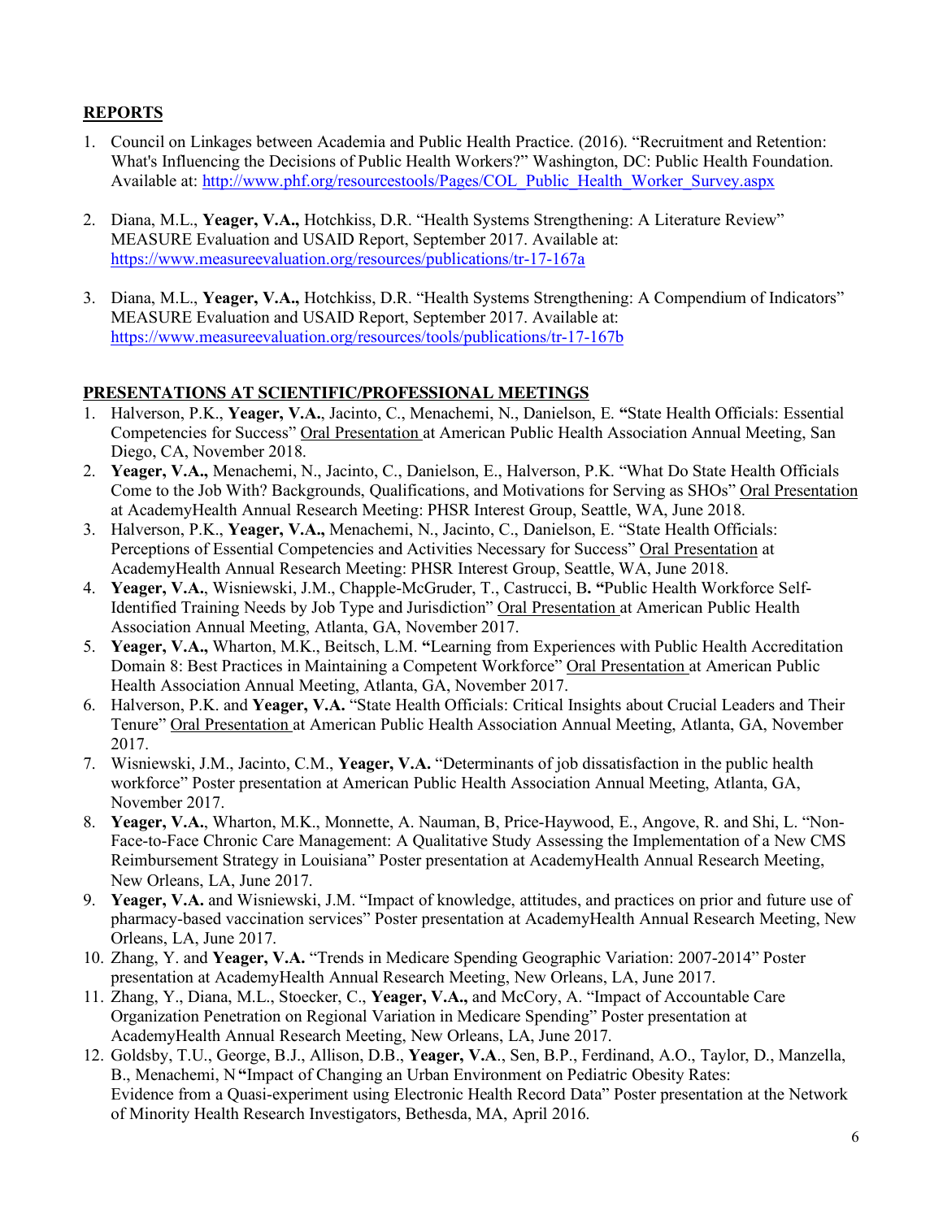## REPORTS

1. Council on Linkages between Academia and Public Health Practice. (2016). "Recruitment and Retention: What's Influencing the Decisions of Public Health Workers?" Washington, DC: Public Health Foundation. Available at: http://www.phf.org/resourcestools/Pages/COL_Public_Health_Worker_Survey.aspx

2. Diana, M.L., **Yeager, V.A.,** Hotchkiss, D.R. "Health Systems Strengthening: A Literature Review" MEASURE Evaluation and USAID Report, September 2017. Available at: https://www.measureevaluation.org/resources/publications/tr-17-167a

3. Diana, M.L., **Yeager, V.A.,** Hotchkiss, D.R. "Health Systems Strengthening: A Compendium of Indicators" MEASURE Evaluation and USAID Report, September 2017. Available at: https://www.measureevaluation.org/resources/tools/publications/tr-17-167b

## PRESENTATIONS AT SCIENTIFIC/PROFESSIONAL MEETINGS

1. Halverson, P.K., **Yeager, V.A.**, Jacinto, C., Menachemi, N., Danielson, E. **"**State Health Officials: Essential Competencies for Success" Oral Presentation at American Public Health Association Annual Meeting, San Diego, CA, November 2018.
2. **Yeager, V.A.,** Menachemi, N., Jacinto, C., Danielson, E., Halverson, P.K. "What Do State Health Officials Come to the Job With? Backgrounds, Qualifications, and Motivations for Serving as SHOs" Oral Presentation at AcademyHealth Annual Research Meeting: PHSR Interest Group, Seattle, WA, June 2018.
3. Halverson, P.K., **Yeager, V.A.,** Menachemi, N., Jacinto, C., Danielson, E. "State Health Officials: Perceptions of Essential Competencies and Activities Necessary for Success" Oral Presentation at AcademyHealth Annual Research Meeting: PHSR Interest Group, Seattle, WA, June 2018.
4. **Yeager, V.A.**, Wisniewski, J.M., Chapple-McGruder, T., Castrucci, B**. "**Public Health Workforce Self-Identified Training Needs by Job Type and Jurisdiction" Oral Presentation at American Public Health Association Annual Meeting, Atlanta, GA, November 2017.
5. **Yeager, V.A.,** Wharton, M.K., Beitsch, L.M. **"**Learning from Experiences with Public Health Accreditation Domain 8: Best Practices in Maintaining a Competent Workforce" Oral Presentation at American Public Health Association Annual Meeting, Atlanta, GA, November 2017.
6. Halverson, P.K. and **Yeager, V.A.** "State Health Officials: Critical Insights about Crucial Leaders and Their Tenure" Oral Presentation at American Public Health Association Annual Meeting, Atlanta, GA, November 2017.
7. Wisniewski, J.M., Jacinto, C.M., **Yeager, V.A.** "Determinants of job dissatisfaction in the public health workforce" Poster presentation at American Public Health Association Annual Meeting, Atlanta, GA, November 2017.
8. **Yeager, V.A.**, Wharton, M.K., Monnette, A. Nauman, B, Price-Haywood, E., Angove, R. and Shi, L. "Non-Face-to-Face Chronic Care Management: A Qualitative Study Assessing the Implementation of a New CMS Reimbursement Strategy in Louisiana" Poster presentation at AcademyHealth Annual Research Meeting, New Orleans, LA, June 2017.
9. **Yeager, V.A.** and Wisniewski, J.M. "Impact of knowledge, attitudes, and practices on prior and future use of pharmacy-based vaccination services" Poster presentation at AcademyHealth Annual Research Meeting, New Orleans, LA, June 2017.
10. Zhang, Y. and **Yeager, V.A.** "Trends in Medicare Spending Geographic Variation: 2007-2014" Poster presentation at AcademyHealth Annual Research Meeting, New Orleans, LA, June 2017.
11. Zhang, Y., Diana, M.L., Stoecker, C., **Yeager, V.A.,** and McCory, A. "Impact of Accountable Care Organization Penetration on Regional Variation in Medicare Spending" Poster presentation at AcademyHealth Annual Research Meeting, New Orleans, LA, June 2017.
12. Goldsby, T.U., George, B.J., Allison, D.B., **Yeager, V.A**., Sen, B.P., Ferdinand, A.O., Taylor, D., Manzella, B., Menachemi, N **"**Impact of Changing an Urban Environment on Pediatric Obesity Rates: Evidence from a Quasi-experiment using Electronic Health Record Data" Poster presentation at the Network of Minority Health Research Investigators, Bethesda, MA, April 2016.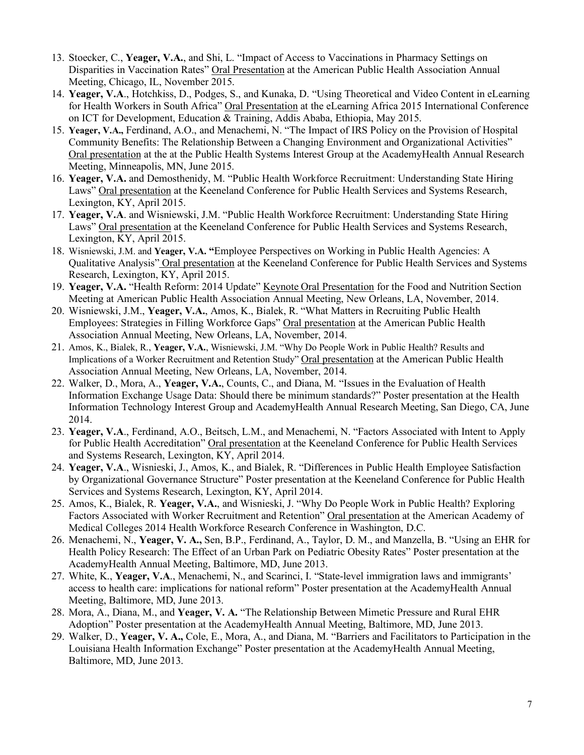13. Stoecker, C., **Yeager, V.A.**, and Shi, L. "Impact of Access to Vaccinations in Pharmacy Settings on Disparities in Vaccination Rates" <u>Oral Presentation</u> at the American Public Health Association Annual Meeting, Chicago, IL, November 2015.
14. **Yeager, V.A**., Hotchkiss, D., Podges, S., and Kunaka, D. "Using Theoretical and Video Content in eLearning for Health Workers in South Africa" <u>Oral Presentation</u> at the eLearning Africa 2015 International Conference on ICT for Development, Education & Training, Addis Ababa, Ethiopia, May 2015.
15. **Yeager, V.A.,** Ferdinand, A.O., and Menachemi, N. "The Impact of IRS Policy on the Provision of Hospital Community Benefits: The Relationship Between a Changing Environment and Organizational Activities" <u>Oral presentation</u> at the at the Public Health Systems Interest Group at the AcademyHealth Annual Research Meeting, Minneapolis, MN, June 2015.
16. **Yeager, V.A.** and Demosthenidy, M. "Public Health Workforce Recruitment: Understanding State Hiring Laws" <u>Oral presentation</u> at the Keeneland Conference for Public Health Services and Systems Research, Lexington, KY, April 2015.
17. **Yeager, V.A**. and Wisniewski, J.M. "Public Health Workforce Recruitment: Understanding State Hiring Laws" <u>Oral presentation</u> at the Keeneland Conference for Public Health Services and Systems Research, Lexington, KY, April 2015.
18. Wisniewski, J.M. and **Yeager, V.A. "**Employee Perspectives on Working in Public Health Agencies: A Qualitative Analysis" <u>Oral presentation</u> at the Keeneland Conference for Public Health Services and Systems Research, Lexington, KY, April 2015.
19. **Yeager, V.A.** "Health Reform: 2014 Update" <u>Keynote Oral Presentation</u> for the Food and Nutrition Section Meeting at American Public Health Association Annual Meeting, New Orleans, LA, November, 2014.
20. Wisniewski, J.M., **Yeager, V.A.**, Amos, K., Bialek, R. "What Matters in Recruiting Public Health Employees: Strategies in Filling Workforce Gaps" <u>Oral presentation</u> at the American Public Health Association Annual Meeting, New Orleans, LA, November, 2014.
21. Amos, K., Bialek, R., **Yeager, V.A.**, Wisniewski, J.M. "Why Do People Work in Public Health? Results and Implications of a Worker Recruitment and Retention Study" <u>Oral presentation</u> at the American Public Health Association Annual Meeting, New Orleans, LA, November, 2014.
22. Walker, D., Mora, A., **Yeager, V.A.**, Counts, C., and Diana, M. "Issues in the Evaluation of Health Information Exchange Usage Data: Should there be minimum standards?" Poster presentation at the Health Information Technology Interest Group and AcademyHealth Annual Research Meeting, San Diego, CA, June 2014.
23. **Yeager, V.A**., Ferdinand, A.O., Beitsch, L.M., and Menachemi, N. "Factors Associated with Intent to Apply for Public Health Accreditation" <u>Oral presentation</u> at the Keeneland Conference for Public Health Services and Systems Research, Lexington, KY, April 2014.
24. **Yeager, V.A**., Wisnieski, J., Amos, K., and Bialek, R. "Differences in Public Health Employee Satisfaction by Organizational Governance Structure" Poster presentation at the Keeneland Conference for Public Health Services and Systems Research, Lexington, KY, April 2014.
25. Amos, K., Bialek, R. **Yeager, V.A.**, and Wisnieski, J. "Why Do People Work in Public Health? Exploring Factors Associated with Worker Recruitment and Retention" <u>Oral presentation</u> at the American Academy of Medical Colleges 2014 Health Workforce Research Conference in Washington, D.C.
26. Menachemi, N., **Yeager, V. A.,** Sen, B.P., Ferdinand, A., Taylor, D. M., and Manzella, B. "Using an EHR for Health Policy Research: The Effect of an Urban Park on Pediatric Obesity Rates" Poster presentation at the AcademyHealth Annual Meeting, Baltimore, MD, June 2013.
27. White, K., **Yeager, V.A**., Menachemi, N., and Scarinci, I. "State-level immigration laws and immigrants' access to health care: implications for national reform" Poster presentation at the AcademyHealth Annual Meeting, Baltimore, MD, June 2013.
28. Mora, A., Diana, M., and **Yeager, V. A.** "The Relationship Between Mimetic Pressure and Rural EHR Adoption" Poster presentation at the AcademyHealth Annual Meeting, Baltimore, MD, June 2013.
29. Walker, D., **Yeager, V. A.,** Cole, E., Mora, A., and Diana, M. "Barriers and Facilitators to Participation in the Louisiana Health Information Exchange" Poster presentation at the AcademyHealth Annual Meeting, Baltimore, MD, June 2013.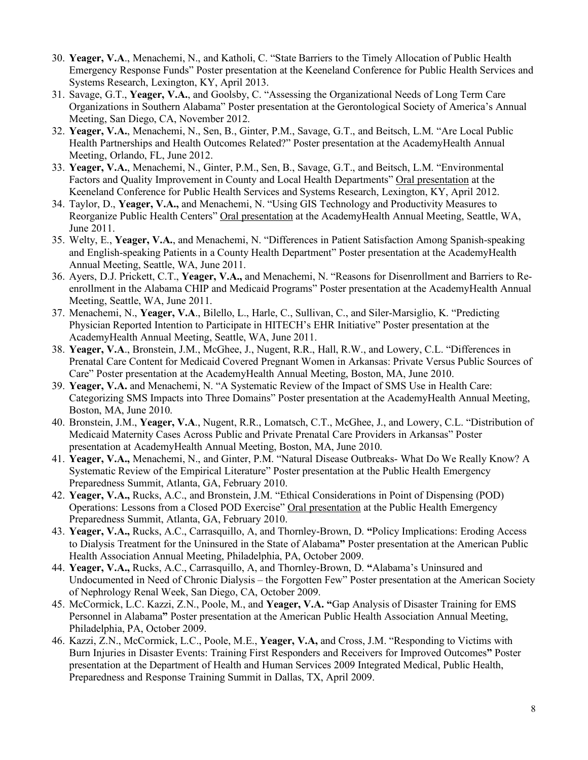30. **Yeager, V.A**., Menachemi, N., and Katholi, C. "State Barriers to the Timely Allocation of Public Health Emergency Response Funds" Poster presentation at the Keeneland Conference for Public Health Services and Systems Research, Lexington, KY, April 2013.
31. Savage, G.T., **Yeager, V.A.**, and Goolsby, C. "Assessing the Organizational Needs of Long Term Care Organizations in Southern Alabama" Poster presentation at the Gerontological Society of America's Annual Meeting, San Diego, CA, November 2012.
32. **Yeager, V.A.**, Menachemi, N., Sen, B., Ginter, P.M., Savage, G.T., and Beitsch, L.M. "Are Local Public Health Partnerships and Health Outcomes Related?" Poster presentation at the AcademyHealth Annual Meeting, Orlando, FL, June 2012.
33. **Yeager, V.A.**, Menachemi, N., Ginter, P.M., Sen, B., Savage, G.T., and Beitsch, L.M. "Environmental Factors and Quality Improvement in County and Local Health Departments" <u>Oral presentation</u> at the Keeneland Conference for Public Health Services and Systems Research, Lexington, KY, April 2012.
34. Taylor, D., **Yeager, V.A.,** and Menachemi, N. "Using GIS Technology and Productivity Measures to Reorganize Public Health Centers" <u>Oral presentation</u> at the AcademyHealth Annual Meeting, Seattle, WA, June 2011.
35. Welty, E., **Yeager, V.A.**, and Menachemi, N. "Differences in Patient Satisfaction Among Spanish-speaking and English-speaking Patients in a County Health Department" Poster presentation at the AcademyHealth Annual Meeting, Seattle, WA, June 2011.
36. Ayers, D.J. Prickett, C.T., **Yeager, V.A.,** and Menachemi, N. "Reasons for Disenrollment and Barriers to Re-enrollment in the Alabama CHIP and Medicaid Programs" Poster presentation at the AcademyHealth Annual Meeting, Seattle, WA, June 2011.
37. Menachemi, N., **Yeager, V.A**., Bilello, L., Harle, C., Sullivan, C., and Siler-Marsiglio, K. "Predicting Physician Reported Intention to Participate in HITECH's EHR Initiative" Poster presentation at the AcademyHealth Annual Meeting, Seattle, WA, June 2011.
38. **Yeager, V.A**., Bronstein, J.M., McGhee, J., Nugent, R.R., Hall, R.W., and Lowery, C.L. "Differences in Prenatal Care Content for Medicaid Covered Pregnant Women in Arkansas: Private Versus Public Sources of Care" Poster presentation at the AcademyHealth Annual Meeting, Boston, MA, June 2010.
39. **Yeager, V.A.** and Menachemi, N. "A Systematic Review of the Impact of SMS Use in Health Care: Categorizing SMS Impacts into Three Domains" Poster presentation at the AcademyHealth Annual Meeting, Boston, MA, June 2010.
40. Bronstein, J.M., **Yeager, V.A**., Nugent, R.R., Lomatsch, C.T., McGhee, J., and Lowery, C.L. "Distribution of Medicaid Maternity Cases Across Public and Private Prenatal Care Providers in Arkansas" Poster presentation at AcademyHealth Annual Meeting, Boston, MA, June 2010.
41. **Yeager, V.A.,** Menachemi, N., and Ginter, P.M. "Natural Disease Outbreaks- What Do We Really Know? A Systematic Review of the Empirical Literature" Poster presentation at the Public Health Emergency Preparedness Summit, Atlanta, GA, February 2010.
42. **Yeager, V.A.,** Rucks, A.C., and Bronstein, J.M. "Ethical Considerations in Point of Dispensing (POD) Operations: Lessons from a Closed POD Exercise" <u>Oral presentation</u> at the Public Health Emergency Preparedness Summit, Atlanta, GA, February 2010.
43. **Yeager, V.A.,** Rucks, A.C., Carrasquillo, A, and Thornley-Brown, D. **"**Policy Implications: Eroding Access to Dialysis Treatment for the Uninsured in the State of Alabama**"** Poster presentation at the American Public Health Association Annual Meeting, Philadelphia, PA, October 2009.
44. **Yeager, V.A.,** Rucks, A.C., Carrasquillo, A, and Thornley-Brown, D. **"**Alabama's Uninsured and Undocumented in Need of Chronic Dialysis – the Forgotten Few" Poster presentation at the American Society of Nephrology Renal Week, San Diego, CA, October 2009.
45. McCormick, L.C. Kazzi, Z.N., Poole, M., and **Yeager, V.A. "**Gap Analysis of Disaster Training for EMS Personnel in Alabama**"** Poster presentation at the American Public Health Association Annual Meeting, Philadelphia, PA, October 2009.
46. Kazzi, Z.N., McCormick, L.C., Poole, M.E., **Yeager, V.A,** and Cross, J.M. "Responding to Victims with Burn Injuries in Disaster Events: Training First Responders and Receivers for Improved Outcomes**"** Poster presentation at the Department of Health and Human Services 2009 Integrated Medical, Public Health, Preparedness and Response Training Summit in Dallas, TX, April 2009.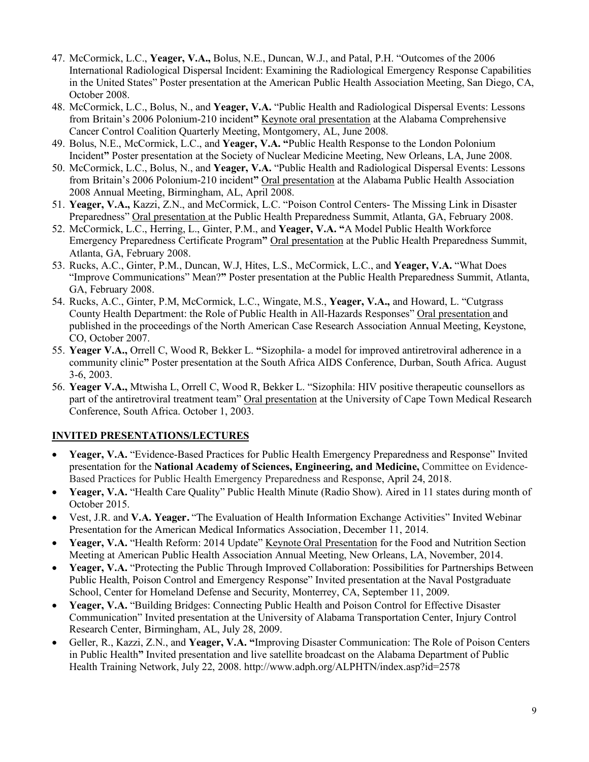47. McCormick, L.C., **Yeager, V.A.,** Bolus, N.E., Duncan, W.J., and Patal, P.H. "Outcomes of the 2006 International Radiological Dispersal Incident: Examining the Radiological Emergency Response Capabilities in the United States" Poster presentation at the American Public Health Association Meeting, San Diego, CA, October 2008.
48. McCormick, L.C., Bolus, N., and **Yeager, V.A.** "Public Health and Radiological Dispersal Events: Lessons from Britain's 2006 Polonium-210 incident**"** Keynote oral presentation at the Alabama Comprehensive Cancer Control Coalition Quarterly Meeting, Montgomery, AL, June 2008.
49. Bolus, N.E., McCormick, L.C., and **Yeager, V.A. "**Public Health Response to the London Polonium Incident**"** Poster presentation at the Society of Nuclear Medicine Meeting, New Orleans, LA, June 2008.
50. McCormick, L.C., Bolus, N., and **Yeager, V.A.** "Public Health and Radiological Dispersal Events: Lessons from Britain's 2006 Polonium-210 incident**"** Oral presentation at the Alabama Public Health Association 2008 Annual Meeting, Birmingham, AL, April 2008.
51. **Yeager, V.A.,** Kazzi, Z.N., and McCormick, L.C. "Poison Control Centers- The Missing Link in Disaster Preparedness" Oral presentation at the Public Health Preparedness Summit, Atlanta, GA, February 2008.
52. McCormick, L.C., Herring, L., Ginter, P.M., and **Yeager, V.A. "**A Model Public Health Workforce Emergency Preparedness Certificate Program**"** Oral presentation at the Public Health Preparedness Summit, Atlanta, GA, February 2008.
53. Rucks, A.C., Ginter, P.M., Duncan, W.J, Hites, L.S., McCormick, L.C., and **Yeager, V.A.** "What Does "Improve Communications" Mean?**"** Poster presentation at the Public Health Preparedness Summit, Atlanta, GA, February 2008.
54. Rucks, A.C., Ginter, P.M, McCormick, L.C., Wingate, M.S., **Yeager, V.A.,** and Howard, L. "Cutgrass County Health Department: the Role of Public Health in All-Hazards Responses" Oral presentation and published in the proceedings of the North American Case Research Association Annual Meeting, Keystone, CO, October 2007.
55. **Yeager V.A.,** Orrell C, Wood R, Bekker L. **"**Sizophila- a model for improved antiretroviral adherence in a community clinic**"** Poster presentation at the South Africa AIDS Conference, Durban, South Africa. August 3-6, 2003.
56. **Yeager V.A.,** Mtwisha L, Orrell C, Wood R, Bekker L. "Sizophila: HIV positive therapeutic counsellors as part of the antiretroviral treatment team" Oral presentation at the University of Cape Town Medical Research Conference, South Africa. October 1, 2003.

## INVITED PRESENTATIONS/LECTURES

- **Yeager, V.A.** "Evidence-Based Practices for Public Health Emergency Preparedness and Response" Invited presentation for the **National Academy of Sciences, Engineering, and Medicine,** Committee on Evidence-Based Practices for Public Health Emergency Preparedness and Response, April 24, 2018.
- **Yeager, V.A.** "Health Care Quality" Public Health Minute (Radio Show). Aired in 11 states during month of October 2015.
- Vest, J.R. and **V.A. Yeager.** "The Evaluation of Health Information Exchange Activities" Invited Webinar Presentation for the American Medical Informatics Association, December 11, 2014.
- **Yeager, V.A.** "Health Reform: 2014 Update" Keynote Oral Presentation for the Food and Nutrition Section Meeting at American Public Health Association Annual Meeting, New Orleans, LA, November, 2014.
- **Yeager, V.A.** "Protecting the Public Through Improved Collaboration: Possibilities for Partnerships Between Public Health, Poison Control and Emergency Response" Invited presentation at the Naval Postgraduate School, Center for Homeland Defense and Security, Monterrey, CA, September 11, 2009.
- **Yeager, V.A.** "Building Bridges: Connecting Public Health and Poison Control for Effective Disaster Communication" Invited presentation at the University of Alabama Transportation Center, Injury Control Research Center, Birmingham, AL, July 28, 2009.
- Geller, R., Kazzi, Z.N., and **Yeager, V.A. "**Improving Disaster Communication: The Role of Poison Centers in Public Health**"** Invited presentation and live satellite broadcast on the Alabama Department of Public Health Training Network, July 22, 2008. http://www.adph.org/ALPHTN/index.asp?id=2578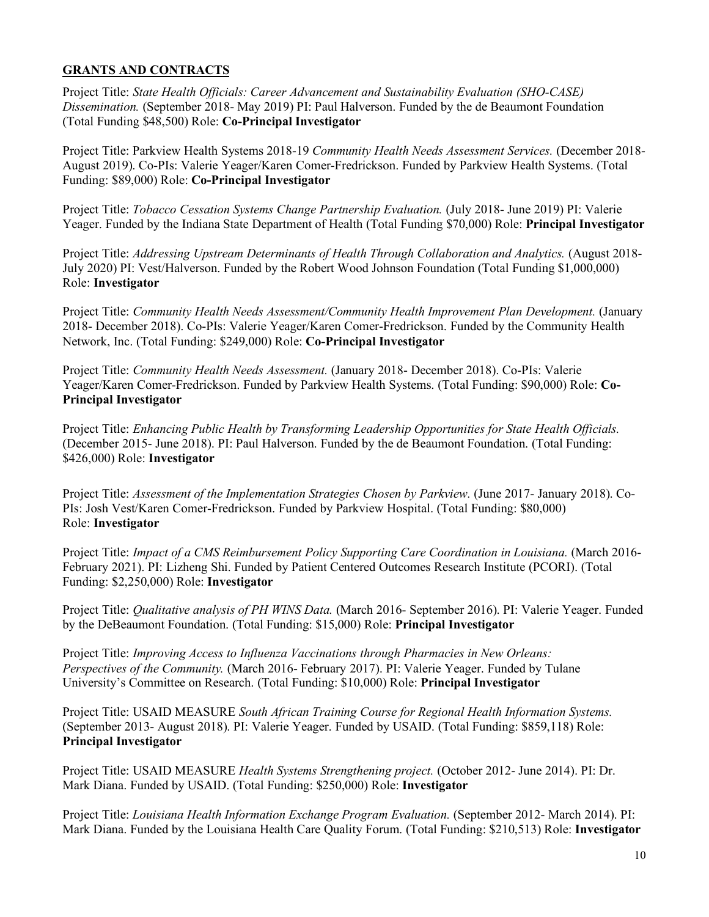## **GRANTS AND CONTRACTS**

Project Title: *State Health Officials: Career Advancement and Sustainability Evaluation (SHO-CASE) Dissemination.* (September 2018- May 2019) PI: Paul Halverson. Funded by the de Beaumont Foundation (Total Funding $48,500) Role: **Co-Principal Investigator**

Project Title: Parkview Health Systems 2018-19 *Community Health Needs Assessment Services.* (December 2018- August 2019). Co-PIs: Valerie Yeager/Karen Comer-Fredrickson. Funded by Parkview Health Systems. (Total Funding: $89,000) Role: **Co-Principal Investigator**

Project Title: *Tobacco Cessation Systems Change Partnership Evaluation.* (July 2018- June 2019) PI: Valerie Yeager. Funded by the Indiana State Department of Health (Total Funding $70,000) Role: **Principal Investigator**

Project Title: *Addressing Upstream Determinants of Health Through Collaboration and Analytics.* (August 2018- July 2020) PI: Vest/Halverson. Funded by the Robert Wood Johnson Foundation (Total Funding $1,000,000) Role: **Investigator**

Project Title: *Community Health Needs Assessment/Community Health Improvement Plan Development.* (January 2018- December 2018). Co-PIs: Valerie Yeager/Karen Comer-Fredrickson. Funded by the Community Health Network, Inc. (Total Funding: $249,000) Role: **Co-Principal Investigator**

Project Title: *Community Health Needs Assessment.* (January 2018- December 2018). Co-PIs: Valerie Yeager/Karen Comer-Fredrickson. Funded by Parkview Health Systems. (Total Funding: $90,000) Role: **Co-Principal Investigator**

Project Title: *Enhancing Public Health by Transforming Leadership Opportunities for State Health Officials.* (December 2015- June 2018). PI: Paul Halverson. Funded by the de Beaumont Foundation. (Total Funding: $426,000) Role: **Investigator**

Project Title: *Assessment of the Implementation Strategies Chosen by Parkview.* (June 2017- January 2018). Co-PIs: Josh Vest/Karen Comer-Fredrickson. Funded by Parkview Hospital. (Total Funding: $80,000) Role: **Investigator**

Project Title: *Impact of a CMS Reimbursement Policy Supporting Care Coordination in Louisiana.* (March 2016- February 2021). PI: Lizheng Shi. Funded by Patient Centered Outcomes Research Institute (PCORI). (Total Funding: $2,250,000) Role: **Investigator**

Project Title: *Qualitative analysis of PH WINS Data.* (March 2016- September 2016). PI: Valerie Yeager. Funded by the DeBeaumont Foundation. (Total Funding: $15,000) Role: **Principal Investigator**

Project Title: *Improving Access to Influenza Vaccinations through Pharmacies in New Orleans: Perspectives of the Community.* (March 2016- February 2017). PI: Valerie Yeager. Funded by Tulane University's Committee on Research. (Total Funding: $10,000) Role: **Principal Investigator**

Project Title: USAID MEASURE *South African Training Course for Regional Health Information Systems.* (September 2013- August 2018). PI: Valerie Yeager. Funded by USAID. (Total Funding: $859,118) Role: **Principal Investigator**

Project Title: USAID MEASURE *Health Systems Strengthening project.* (October 2012- June 2014). PI: Dr. Mark Diana. Funded by USAID. (Total Funding: $250,000) Role: **Investigator**

Project Title: *Louisiana Health Information Exchange Program Evaluation.* (September 2012- March 2014). PI: Mark Diana. Funded by the Louisiana Health Care Quality Forum. (Total Funding: $210,513) Role: **Investigator**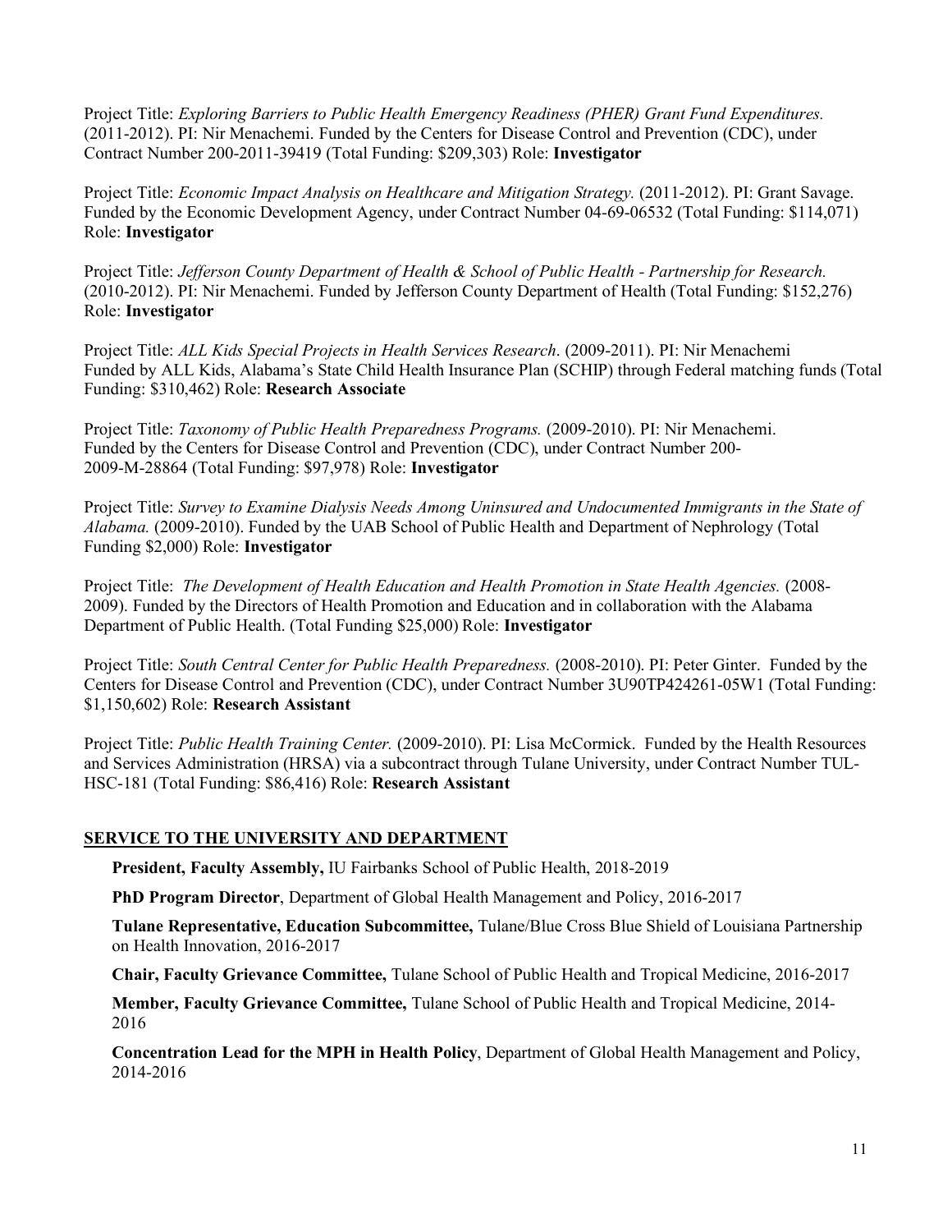Project Title: *Exploring Barriers to Public Health Emergency Readiness (PHER) Grant Fund Expenditures.* (2011-2012). PI: Nir Menachemi. Funded by the Centers for Disease Control and Prevention (CDC), under Contract Number 200-2011-39419 (Total Funding: $209,303) Role: **Investigator**

Project Title: *Economic Impact Analysis on Healthcare and Mitigation Strategy.* (2011-2012). PI: Grant Savage. Funded by the Economic Development Agency, under Contract Number 04-69-06532 (Total Funding: $114,071) Role: **Investigator**

Project Title: *Jefferson County Department of Health & School of Public Health - Partnership for Research.* (2010-2012). PI: Nir Menachemi. Funded by Jefferson County Department of Health (Total Funding: $152,276) Role: **Investigator**

Project Title: *ALL Kids Special Projects in Health Services Research*. (2009-2011). PI: Nir Menachemi Funded by ALL Kids, Alabama's State Child Health Insurance Plan (SCHIP) through Federal matching funds (Total Funding: $310,462) Role: **Research Associate**

Project Title: *Taxonomy of Public Health Preparedness Programs.* (2009-2010). PI: Nir Menachemi. Funded by the Centers for Disease Control and Prevention (CDC), under Contract Number 200-2009-M-28864 (Total Funding: $97,978) Role: **Investigator**

Project Title: *Survey to Examine Dialysis Needs Among Uninsured and Undocumented Immigrants in the State of Alabama.* (2009-2010). Funded by the UAB School of Public Health and Department of Nephrology (Total Funding $2,000) Role: **Investigator**

Project Title: *The Development of Health Education and Health Promotion in State Health Agencies.* (2008-2009). Funded by the Directors of Health Promotion and Education and in collaboration with the Alabama Department of Public Health. (Total Funding $25,000) Role: **Investigator**

Project Title: *South Central Center for Public Health Preparedness.* (2008-2010). PI: Peter Ginter. Funded by the Centers for Disease Control and Prevention (CDC), under Contract Number 3U90TP424261-05W1 (Total Funding: $1,150,602) Role: **Research Assistant**

Project Title: *Public Health Training Center.* (2009-2010). PI: Lisa McCormick. Funded by the Health Resources and Services Administration (HRSA) via a subcontract through Tulane University, under Contract Number TUL-HSC-181 (Total Funding: $86,416) Role: **Research Assistant**

## SERVICE TO THE UNIVERSITY AND DEPARTMENT

**President, Faculty Assembly,** IU Fairbanks School of Public Health, 2018-2019

**PhD Program Director**, Department of Global Health Management and Policy, 2016-2017

**Tulane Representative, Education Subcommittee,** Tulane/Blue Cross Blue Shield of Louisiana Partnership on Health Innovation, 2016-2017

**Chair, Faculty Grievance Committee,** Tulane School of Public Health and Tropical Medicine, 2016-2017

**Member, Faculty Grievance Committee,** Tulane School of Public Health and Tropical Medicine, 2014-2016

**Concentration Lead for the MPH in Health Policy**, Department of Global Health Management and Policy, 2014-2016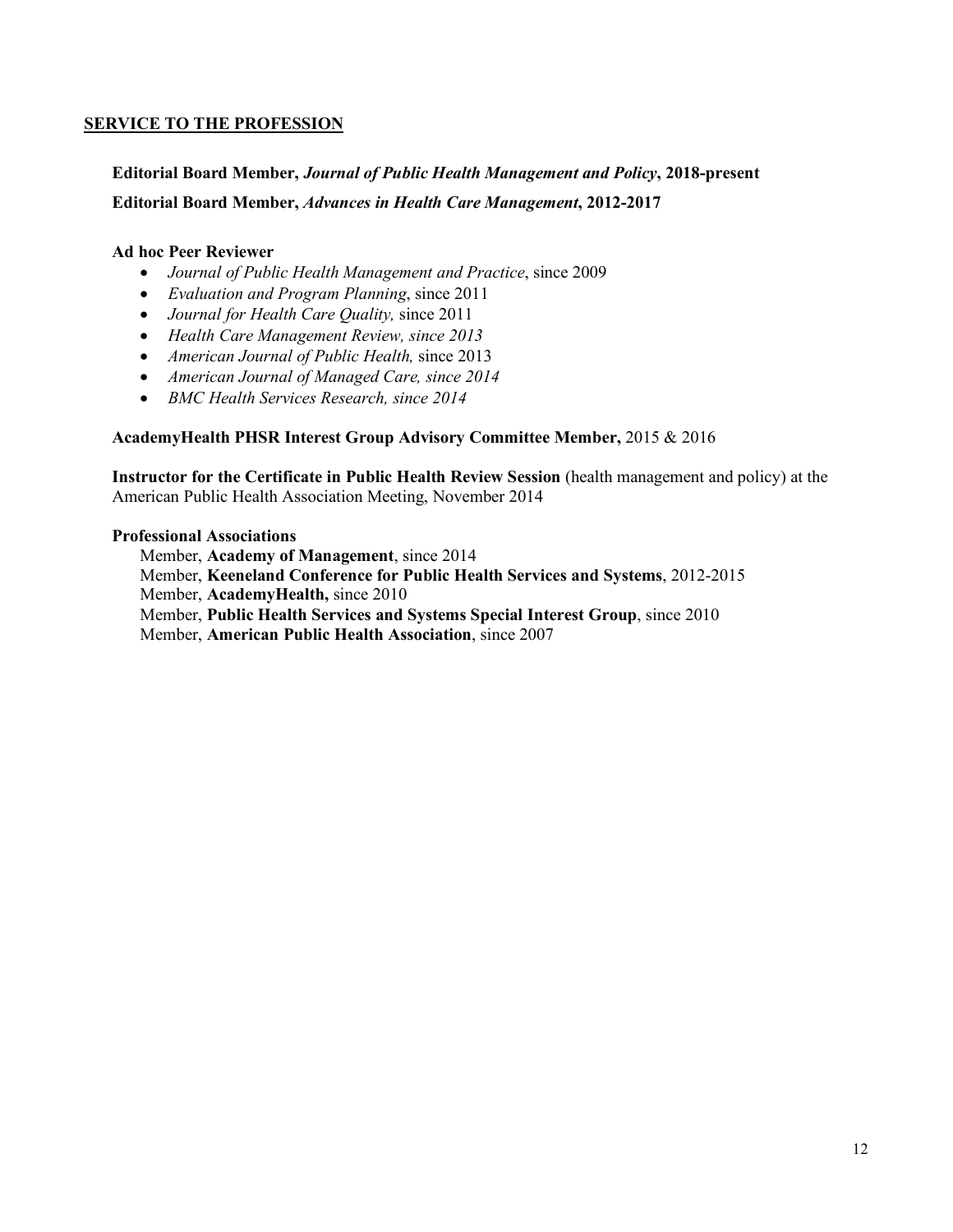## SERVICE TO THE PROFESSION

**Editorial Board Member, *Journal of Public Health Management and Policy*, 2018-present**

**Editorial Board Member, *Advances in Health Care Management*, 2012-2017**

**Ad hoc Peer Reviewer**

- *Journal of Public Health Management and Practice*, since 2009
- *Evaluation and Program Planning*, since 2011
- *Journal for Health Care Quality,* since 2011
- *Health Care Management Review, since 2013*
- *American Journal of Public Health,* since 2013
- *American Journal of Managed Care, since 2014*
- *BMC Health Services Research, since 2014*

**AcademyHealth PHSR Interest Group Advisory Committee Member,** 2015 & 2016

**Instructor for the Certificate in Public Health Review Session** (health management and policy) at the American Public Health Association Meeting, November 2014

**Professional Associations**

Member, **Academy of Management**, since 2014
Member, **Keeneland Conference for Public Health Services and Systems**, 2012-2015
Member, **AcademyHealth,** since 2010
Member, **Public Health Services and Systems Special Interest Group**, since 2010
Member, **American Public Health Association**, since 2007